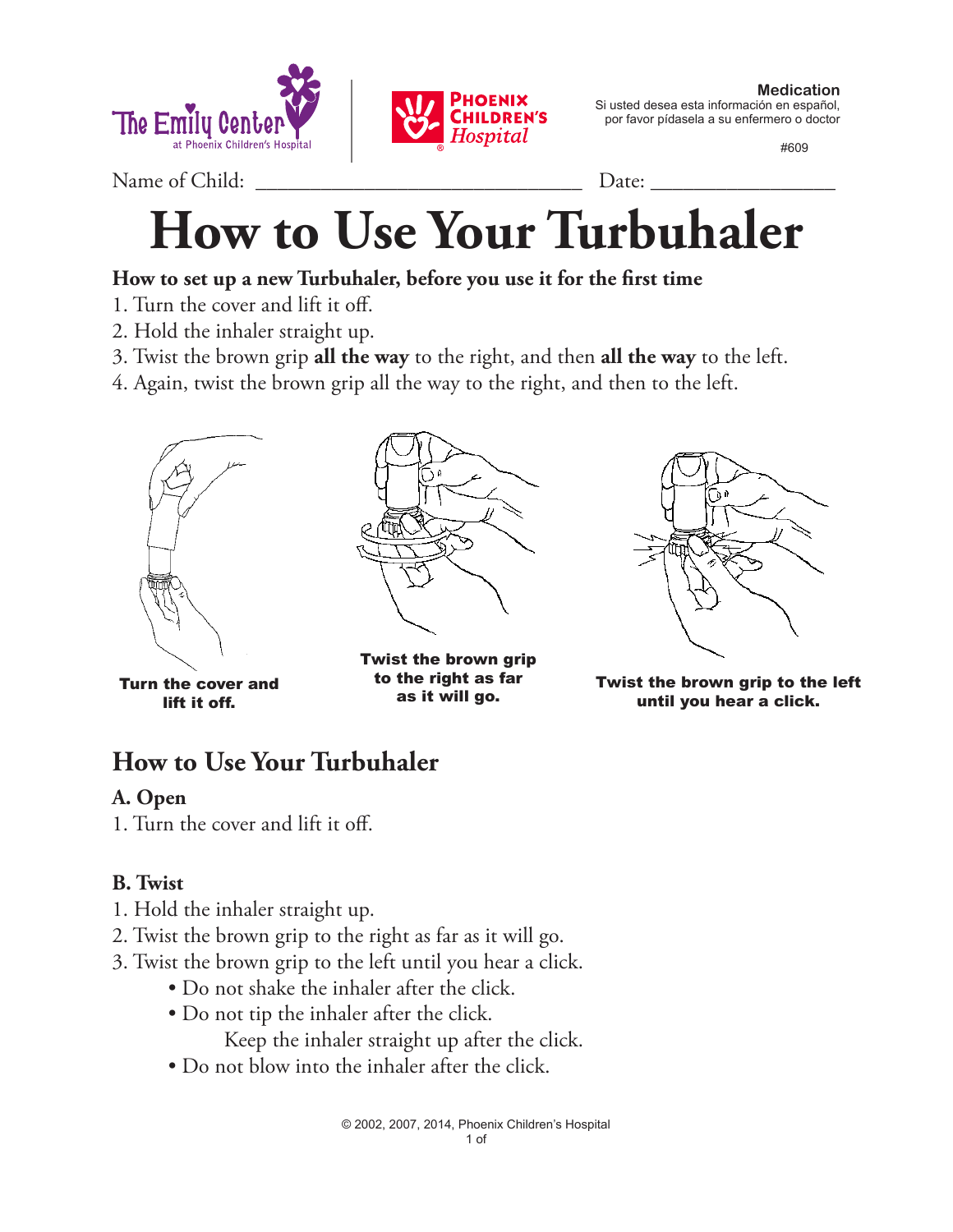The Emily Center at Phoenix Children's Hospital | Phoenix Children's Hospital

**Medication**
Si usted desea esta información en español, por favor pídasela a su enfermero o doctor

#609

Name of Child: ______________________________ Date: ________________

# How to Use Your Turbuhaler

**How to set up a new Turbuhaler, before you use it for the first time**

1. Turn the cover and lift it off.
2. Hold the inhaler straight up.
3. Twist the brown grip **all the way** to the right, and then **all the way** to the left.
4. Again, twist the brown grip all the way to the right, and then to the left.

**Turn the cover and lift it off.**

**Twist the brown grip to the right as far as it will go.**

**Twist the brown grip to the left until you hear a click.**

## How to Use Your Turbuhaler

### A. Open

1. Turn the cover and lift it off.

### B. Twist

1. Hold the inhaler straight up.
2. Twist the brown grip to the right as far as it will go.
3. Twist the brown grip to the left until you hear a click.
   - Do not shake the inhaler after the click.
   - Do not tip the inhaler after the click.
     Keep the inhaler straight up after the click.
   - Do not blow into the inhaler after the click.

© 2002, 2007, 2014, Phoenix Children's Hospital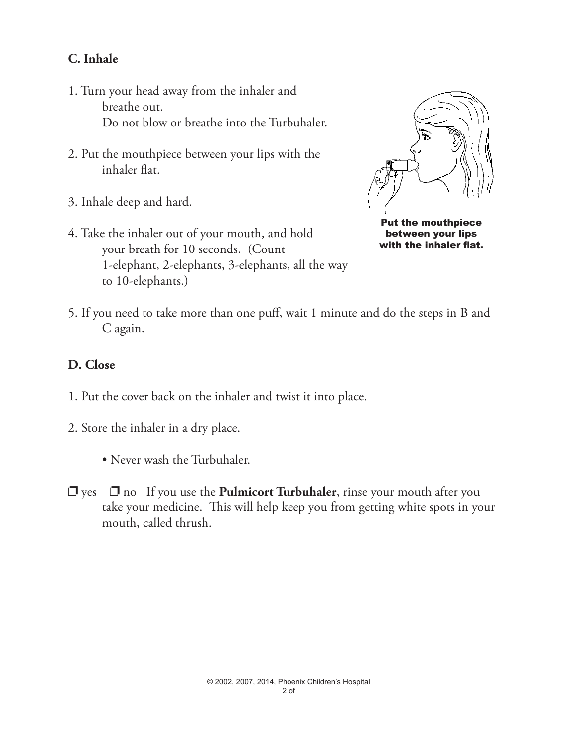## C. Inhale

1. Turn your head away from the inhaler and breathe out.
   Do not blow or breathe into the Turbuhaler.

2. Put the mouthpiece between your lips with the inhaler flat.

3. Inhale deep and hard.

4. Take the inhaler out of your mouth, and hold your breath for 10 seconds. (Count 1-elephant, 2-elephants, 3-elephants, all the way to 10-elephants.)

5. If you need to take more than one puff, wait 1 minute and do the steps in B and C again.

**Put the mouthpiece between your lips with the inhaler flat.**

## D. Close

1. Put the cover back on the inhaler and twist it into place.

2. Store the inhaler in a dry place.

   • Never wash the Turbuhaler.

❒ yes ❒ no If you use the **Pulmicort Turbuhaler**, rinse your mouth after you take your medicine. This will help keep you from getting white spots in your mouth, called thrush.

© 2002, 2007, 2014, Phoenix Children's Hospital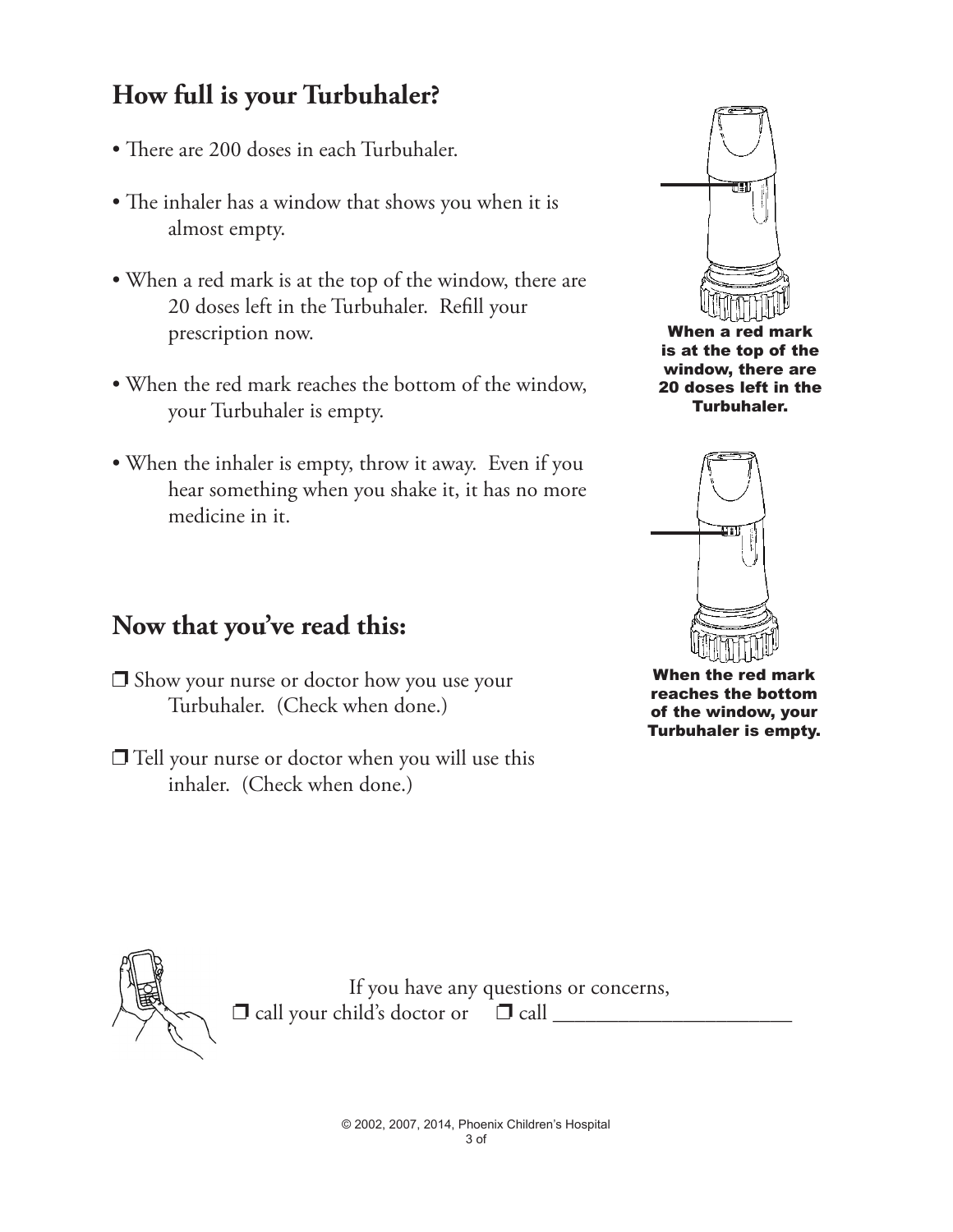## How full is your Turbuhaler?

- There are 200 doses in each Turbuhaler.
- The inhaler has a window that shows you when it is almost empty.
- When a red mark is at the top of the window, there are 20 doses left in the Turbuhaler. Refill your prescription now.
- When the red mark reaches the bottom of the window, your Turbuhaler is empty.
- When the inhaler is empty, throw it away. Even if you hear something when you shake it, it has no more medicine in it.

**When a red mark is at the top of the window, there are 20 doses left in the Turbuhaler.**

**When the red mark reaches the bottom of the window, your Turbuhaler is empty.**

## Now that you've read this:

❒ Show your nurse or doctor how you use your Turbuhaler. (Check when done.)

❒ Tell your nurse or doctor when you will use this inhaler. (Check when done.)

If you have any questions or concerns,
❒ call your child's doctor or ❒ call ______________________

© 2002, 2007, 2014, Phoenix Children's Hospital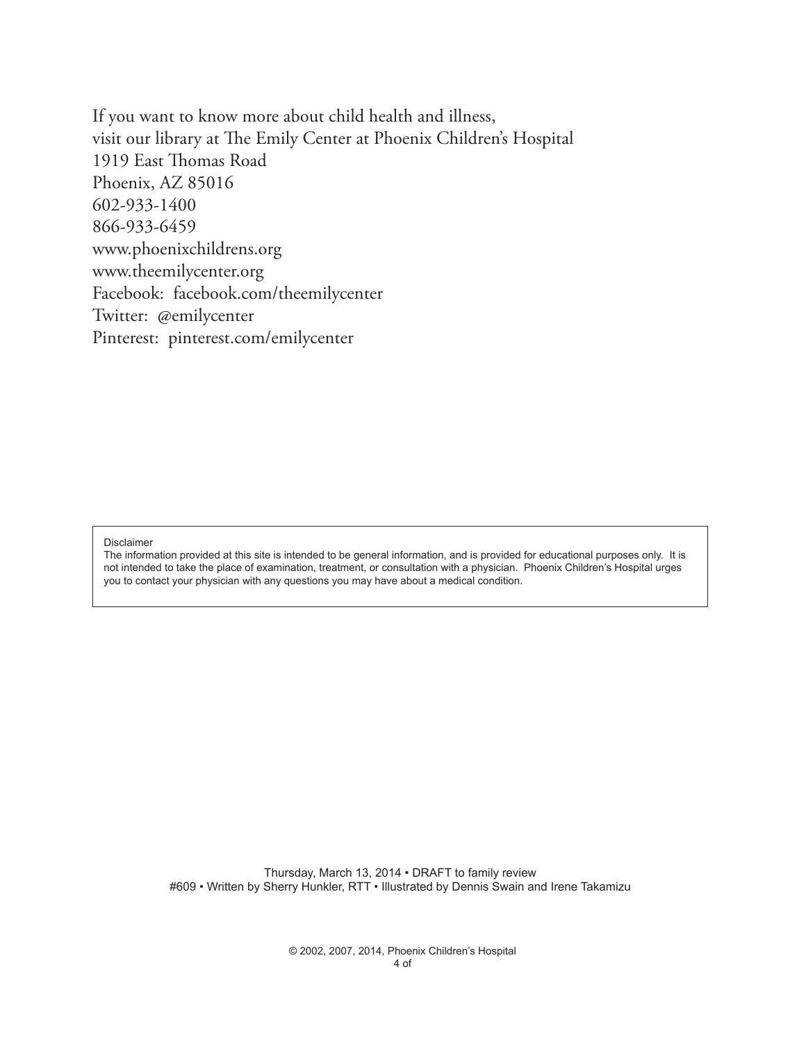If you want to know more about child health and illness,
visit our library at The Emily Center at Phoenix Children's Hospital
1919 East Thomas Road
Phoenix, AZ 85016
602-933-1400
866-933-6459
www.phoenixchildrens.org
www.theemilycenter.org
Facebook: facebook.com/theemilycenter
Twitter: @emilycenter
Pinterest: pinterest.com/emilycenter

Disclaimer
The information provided at this site is intended to be general information, and is provided for educational purposes only. It is not intended to take the place of examination, treatment, or consultation with a physician. Phoenix Children's Hospital urges you to contact your physician with any questions you may have about a medical condition.

Thursday, March 13, 2014 • DRAFT to family review
#609 • Written by Sherry Hunkler, RTT • Illustrated by Dennis Swain and Irene Takamizu

© 2002, 2007, 2014, Phoenix Children's Hospital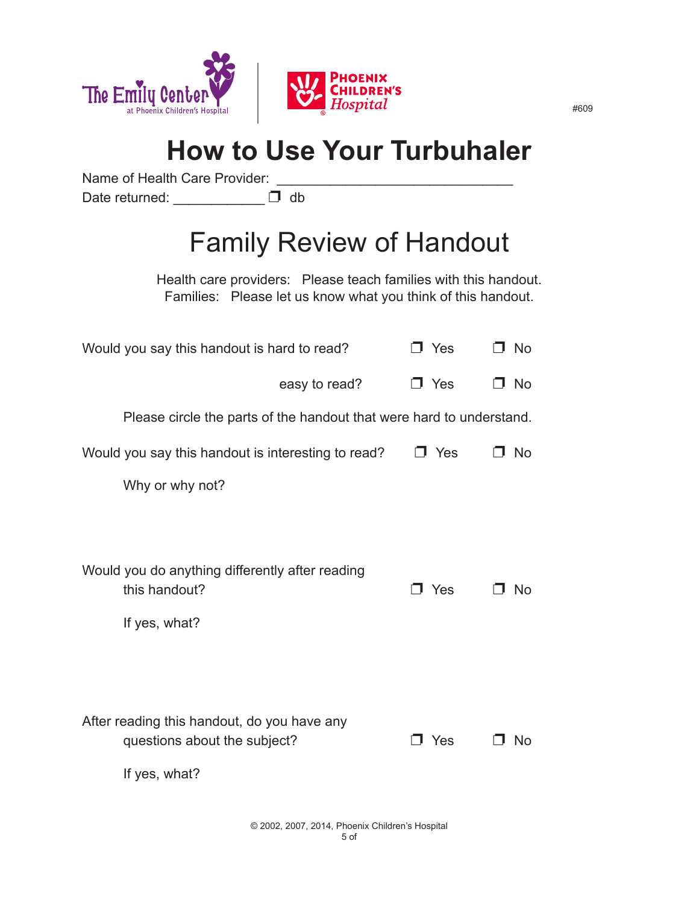The Emily Center at Phoenix Children's Hospital | Phoenix Children's Hospital

#609

# How to Use Your Turbuhaler

Name of Health Care Provider: ______________________________

Date returned: ____________ ❐ db

## Family Review of Handout

Health care providers: Please teach families with this handout.
Families: Please let us know what you think of this handout.

Would you say this handout is hard to read? ❐ Yes ❐ No

easy to read? ❐ Yes ❐ No

Please circle the parts of the handout that were hard to understand.

Would you say this handout is interesting to read? ❐ Yes ❐ No

Why or why not?

Would you do anything differently after reading this handout? ❐ Yes ❐ No

If yes, what?

After reading this handout, do you have any questions about the subject? ❐ Yes ❐ No

If yes, what?

© 2002, 2007, 2014, Phoenix Children's Hospital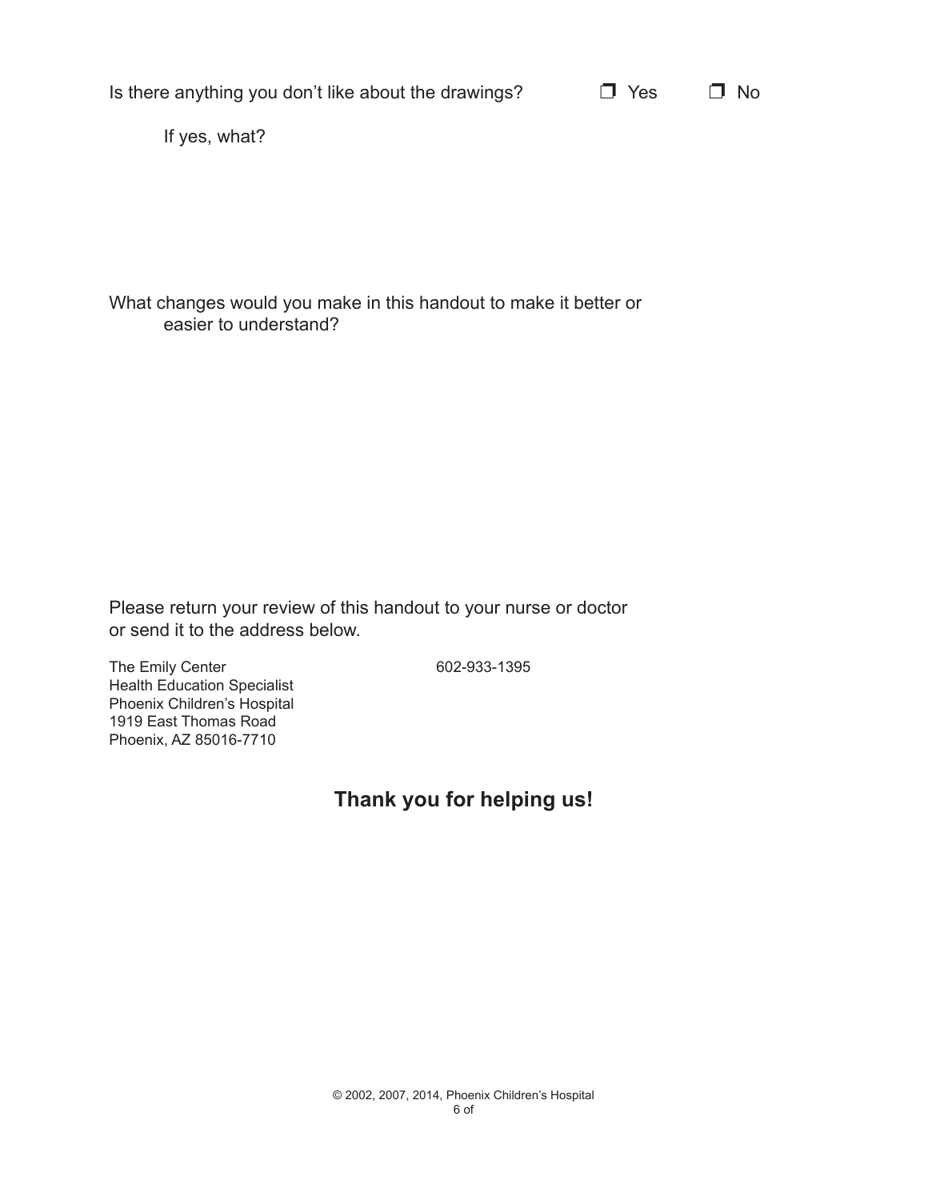Is there anything you don't like about the drawings? ❒ Yes ❒ No

If yes, what?

What changes would you make in this handout to make it better or easier to understand?

Please return your review of this handout to your nurse or doctor or send it to the address below.

The Emily Center
Health Education Specialist
Phoenix Children's Hospital
1919 East Thomas Road
Phoenix, AZ 85016-7710

602-933-1395

**Thank you for helping us!**

© 2002, 2007, 2014, Phoenix Children's Hospital